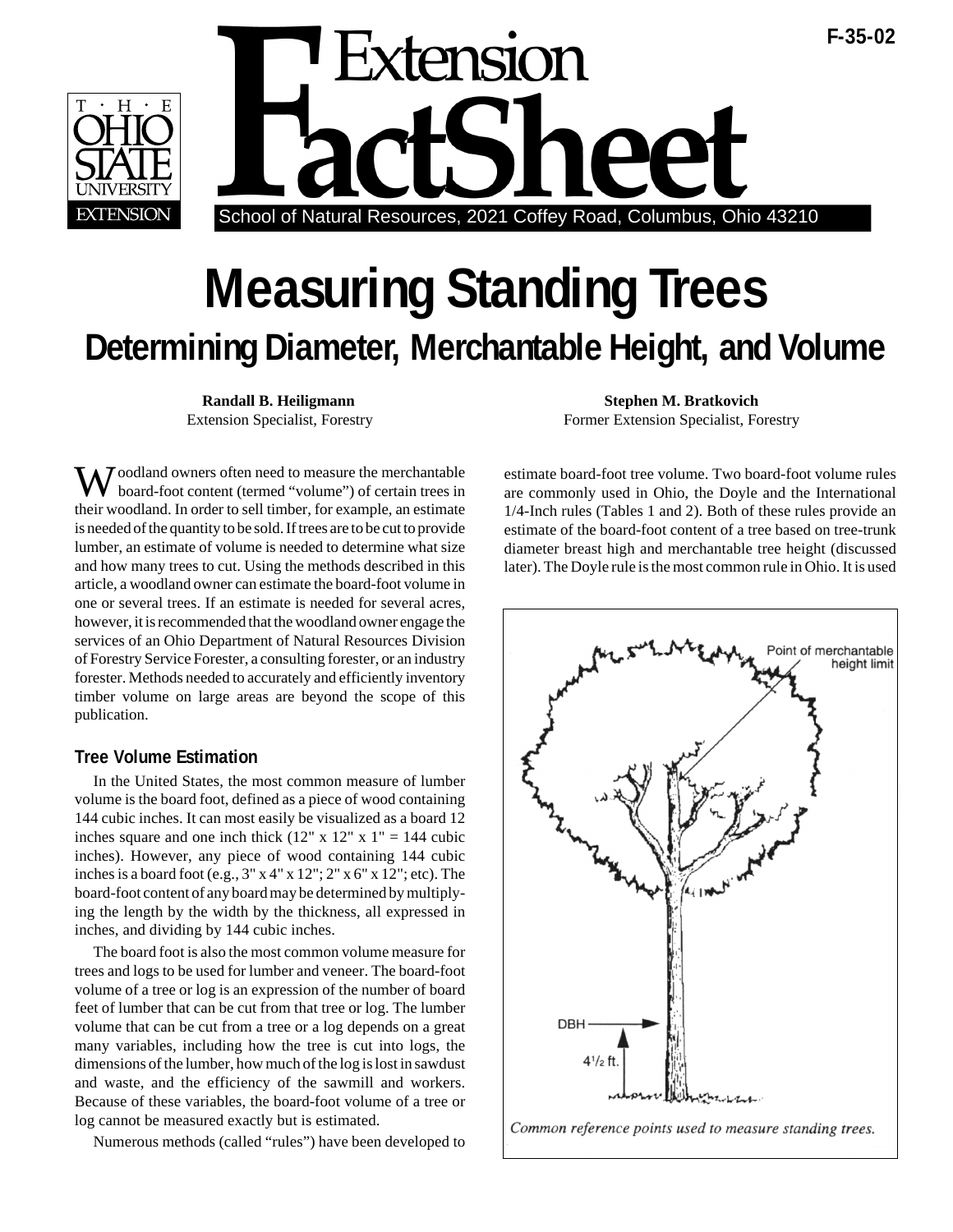# Measuring Standing Trees

## Determining Diameter, Merchantable Height, and Volume

**Randall B. Heiligmann**
Extension Specialist, Forestry

**Stephen M. Bratkovich**
Former Extension Specialist, Forestry

Woodland owners often need to measure the merchantable board-foot content (termed "volume") of certain trees in their woodland. In order to sell timber, for example, an estimate is needed of the quantity to be sold. If trees are to be cut to provide lumber, an estimate of volume is needed to determine what size and how many trees to cut. Using the methods described in this article, a woodland owner can estimate the board-foot volume in one or several trees. If an estimate is needed for several acres, however, it is recommended that the woodland owner engage the services of an Ohio Department of Natural Resources Division of Forestry Service Forester, a consulting forester, or an industry forester. Methods needed to accurately and efficiently inventory timber volume on large areas are beyond the scope of this publication.

### Tree Volume Estimation

In the United States, the most common measure of lumber volume is the board foot, defined as a piece of wood containing 144 cubic inches. It can most easily be visualized as a board 12 inches square and one inch thick (12" x 12" x 1" = 144 cubic inches). However, any piece of wood containing 144 cubic inches is a board foot (e.g., 3" x 4" x 12"; 2" x 6" x 12"; etc). The board-foot content of any board may be determined by multiplying the length by the width by the thickness, all expressed in inches, and dividing by 144 cubic inches.

The board foot is also the most common volume measure for trees and logs to be used for lumber and veneer. The board-foot volume of a tree or log is an expression of the number of board feet of lumber that can be cut from that tree or log. The lumber volume that can be cut from a tree or a log depends on a great many variables, including how the tree is cut into logs, the dimensions of the lumber, how much of the log is lost in sawdust and waste, and the efficiency of the sawmill and workers. Because of these variables, the board-foot volume of a tree or log cannot be measured exactly but is estimated.

Numerous methods (called "rules") have been developed to estimate board-foot tree volume. Two board-foot volume rules are commonly used in Ohio, the Doyle and the International 1/4-Inch rules (Tables 1 and 2). Both of these rules provide an estimate of the board-foot content of a tree based on tree-trunk diameter breast high and merchantable tree height (discussed later). The Doyle rule is the most common rule in Ohio. It is used

*Common reference points used to measure standing trees.*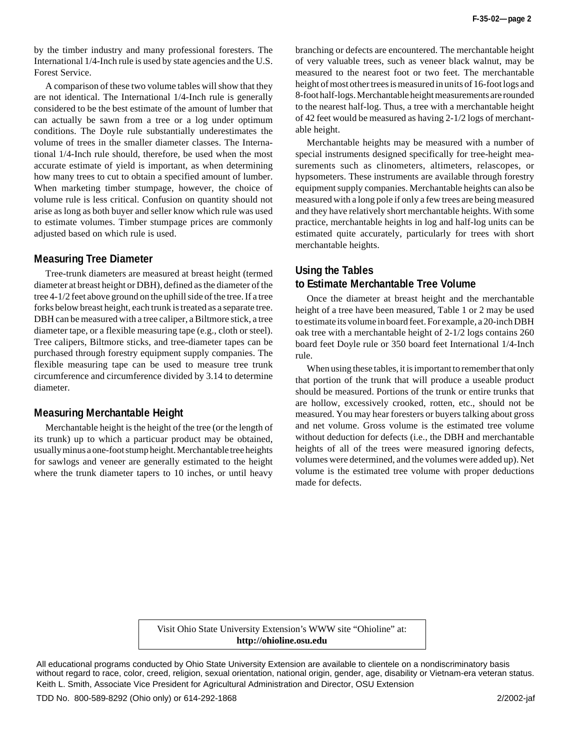by the timber industry and many professional foresters. The International 1/4-Inch rule is used by state agencies and the U.S. Forest Service.

A comparison of these two volume tables will show that they are not identical. The International 1/4-Inch rule is generally considered to be the best estimate of the amount of lumber that can actually be sawn from a tree or a log under optimum conditions. The Doyle rule substantially underestimates the volume of trees in the smaller diameter classes. The International 1/4-Inch rule should, therefore, be used when the most accurate estimate of yield is important, as when determining how many trees to cut to obtain a specified amount of lumber. When marketing timber stumpage, however, the choice of volume rule is less critical. Confusion on quantity should not arise as long as both buyer and seller know which rule was used to estimate volumes. Timber stumpage prices are commonly adjusted based on which rule is used.

## Measuring Tree Diameter

Tree-trunk diameters are measured at breast height (termed diameter at breast height or DBH), defined as the diameter of the tree 4-1/2 feet above ground on the uphill side of the tree. If a tree forks below breast height, each trunk is treated as a separate tree. DBH can be measured with a tree caliper, a Biltmore stick, a tree diameter tape, or a flexible measuring tape (e.g., cloth or steel). Tree calipers, Biltmore sticks, and tree-diameter tapes can be purchased through forestry equipment supply companies. The flexible measuring tape can be used to measure tree trunk circumference and circumference divided by 3.14 to determine diameter.

## Measuring Merchantable Height

Merchantable height is the height of the tree (or the length of its trunk) up to which a particuar product may be obtained, usually minus a one-foot stump height. Merchantable tree heights for sawlogs and veneer are generally estimated to the height where the trunk diameter tapers to 10 inches, or until heavy branching or defects are encountered. The merchantable height of very valuable trees, such as veneer black walnut, may be measured to the nearest foot or two feet. The merchantable height of most other trees is measured in units of 16-foot logs and 8-foot half-logs. Merchantable height measurements are rounded to the nearest half-log. Thus, a tree with a merchantable height of 42 feet would be measured as having 2-1/2 logs of merchantable height.

Merchantable heights may be measured with a number of special instruments designed specifically for tree-height measurements such as clinometers, altimeters, relascopes, or hypsometers. These instruments are available through forestry equipment supply companies. Merchantable heights can also be measured with a long pole if only a few trees are being measured and they have relatively short merchantable heights. With some practice, merchantable heights in log and half-log units can be estimated quite accurately, particularly for trees with short merchantable heights.

## Using the Tables to Estimate Merchantable Tree Volume

Once the diameter at breast height and the merchantable height of a tree have been measured, Table 1 or 2 may be used to estimate its volume in board feet. For example, a 20-inch DBH oak tree with a merchantable height of 2-1/2 logs contains 260 board feet Doyle rule or 350 board feet International 1/4-Inch rule.

When using these tables, it is important to remember that only that portion of the trunk that will produce a useable product should be measured. Portions of the trunk or entire trunks that are hollow, excessively crooked, rotten, etc., should not be measured. You may hear foresters or buyers talking about gross and net volume. Gross volume is the estimated tree volume without deduction for defects (i.e., the DBH and merchantable heights of all of the trees were measured ignoring defects, volumes were determined, and the volumes were added up). Net volume is the estimated tree volume with proper deductions made for defects.

Visit Ohio State University Extension's WWW site "Ohioline" at:
**http://ohioline.osu.edu**

All educational programs conducted by Ohio State University Extension are available to clientele on a nondiscriminatory basis without regard to race, color, creed, religion, sexual orientation, national origin, gender, age, disability or Vietnam-era veteran status.
Keith L. Smith, Associate Vice President for Agricultural Administration and Director, OSU Extension

TDD No. 800-589-8292 (Ohio only) or 614-292-1868

2/2002-jaf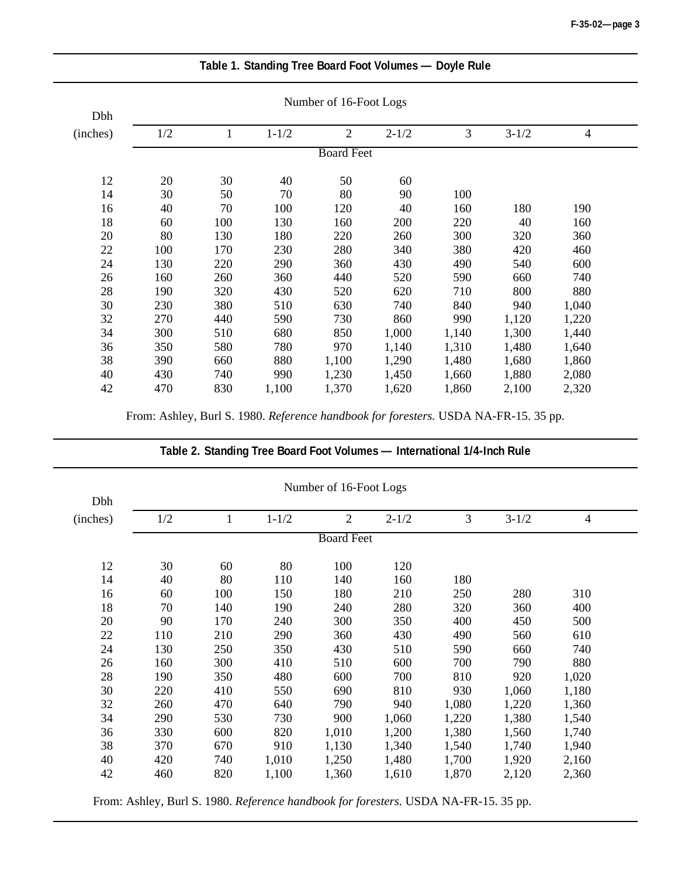**Table 1. Standing Tree Board Foot Volumes — Doyle Rule**

| Dbh (inches) | Number of 16-Foot Logs | | | | | | | |
|---|---|---|---|---|---|---|---|---|
| | 1/2 | 1 | 1-1/2 | 2 | 2-1/2 | 3 | 3-1/2 | 4 |
| | Board Feet | | | | | | | |
| 12 | 20 | 30 | 40 | 50 | 60 | | | |
| 14 | 30 | 50 | 70 | 80 | 90 | 100 | | |
| 16 | 40 | 70 | 100 | 120 | 40 | 160 | 180 | 190 |
| 18 | 60 | 100 | 130 | 160 | 200 | 220 | 40 | 160 |
| 20 | 80 | 130 | 180 | 220 | 260 | 300 | 320 | 360 |
| 22 | 100 | 170 | 230 | 280 | 340 | 380 | 420 | 460 |
| 24 | 130 | 220 | 290 | 360 | 430 | 490 | 540 | 600 |
| 26 | 160 | 260 | 360 | 440 | 520 | 590 | 660 | 740 |
| 28 | 190 | 320 | 430 | 520 | 620 | 710 | 800 | 880 |
| 30 | 230 | 380 | 510 | 630 | 740 | 840 | 940 | 1,040 |
| 32 | 270 | 440 | 590 | 730 | 860 | 990 | 1,120 | 1,220 |
| 34 | 300 | 510 | 680 | 850 | 1,000 | 1,140 | 1,300 | 1,440 |
| 36 | 350 | 580 | 780 | 970 | 1,140 | 1,310 | 1,480 | 1,640 |
| 38 | 390 | 660 | 880 | 1,100 | 1,290 | 1,480 | 1,680 | 1,860 |
| 40 | 430 | 740 | 990 | 1,230 | 1,450 | 1,660 | 1,880 | 2,080 |
| 42 | 470 | 830 | 1,100 | 1,370 | 1,620 | 1,860 | 2,100 | 2,320 |

From: Ashley, Burl S. 1980. *Reference handbook for foresters.* USDA NA-FR-15. 35 pp.

**Table 2. Standing Tree Board Foot Volumes — International 1/4-Inch Rule**

| Dbh (inches) | Number of 16-Foot Logs | | | | | | | |
|---|---|---|---|---|---|---|---|---|
| | 1/2 | 1 | 1-1/2 | 2 | 2-1/2 | 3 | 3-1/2 | 4 |
| | Board Feet | | | | | | | |
| 12 | 30 | 60 | 80 | 100 | 120 | | | |
| 14 | 40 | 80 | 110 | 140 | 160 | 180 | | |
| 16 | 60 | 100 | 150 | 180 | 210 | 250 | 280 | 310 |
| 18 | 70 | 140 | 190 | 240 | 280 | 320 | 360 | 400 |
| 20 | 90 | 170 | 240 | 300 | 350 | 400 | 450 | 500 |
| 22 | 110 | 210 | 290 | 360 | 430 | 490 | 560 | 610 |
| 24 | 130 | 250 | 350 | 430 | 510 | 590 | 660 | 740 |
| 26 | 160 | 300 | 410 | 510 | 600 | 700 | 790 | 880 |
| 28 | 190 | 350 | 480 | 600 | 700 | 810 | 920 | 1,020 |
| 30 | 220 | 410 | 550 | 690 | 810 | 930 | 1,060 | 1,180 |
| 32 | 260 | 470 | 640 | 790 | 940 | 1,080 | 1,220 | 1,360 |
| 34 | 290 | 530 | 730 | 900 | 1,060 | 1,220 | 1,380 | 1,540 |
| 36 | 330 | 600 | 820 | 1,010 | 1,200 | 1,380 | 1,560 | 1,740 |
| 38 | 370 | 670 | 910 | 1,130 | 1,340 | 1,540 | 1,740 | 1,940 |
| 40 | 420 | 740 | 1,010 | 1,250 | 1,480 | 1,700 | 1,920 | 2,160 |
| 42 | 460 | 820 | 1,100 | 1,360 | 1,610 | 1,870 | 2,120 | 2,360 |

From: Ashley, Burl S. 1980. *Reference handbook for foresters.* USDA NA-FR-15. 35 pp.